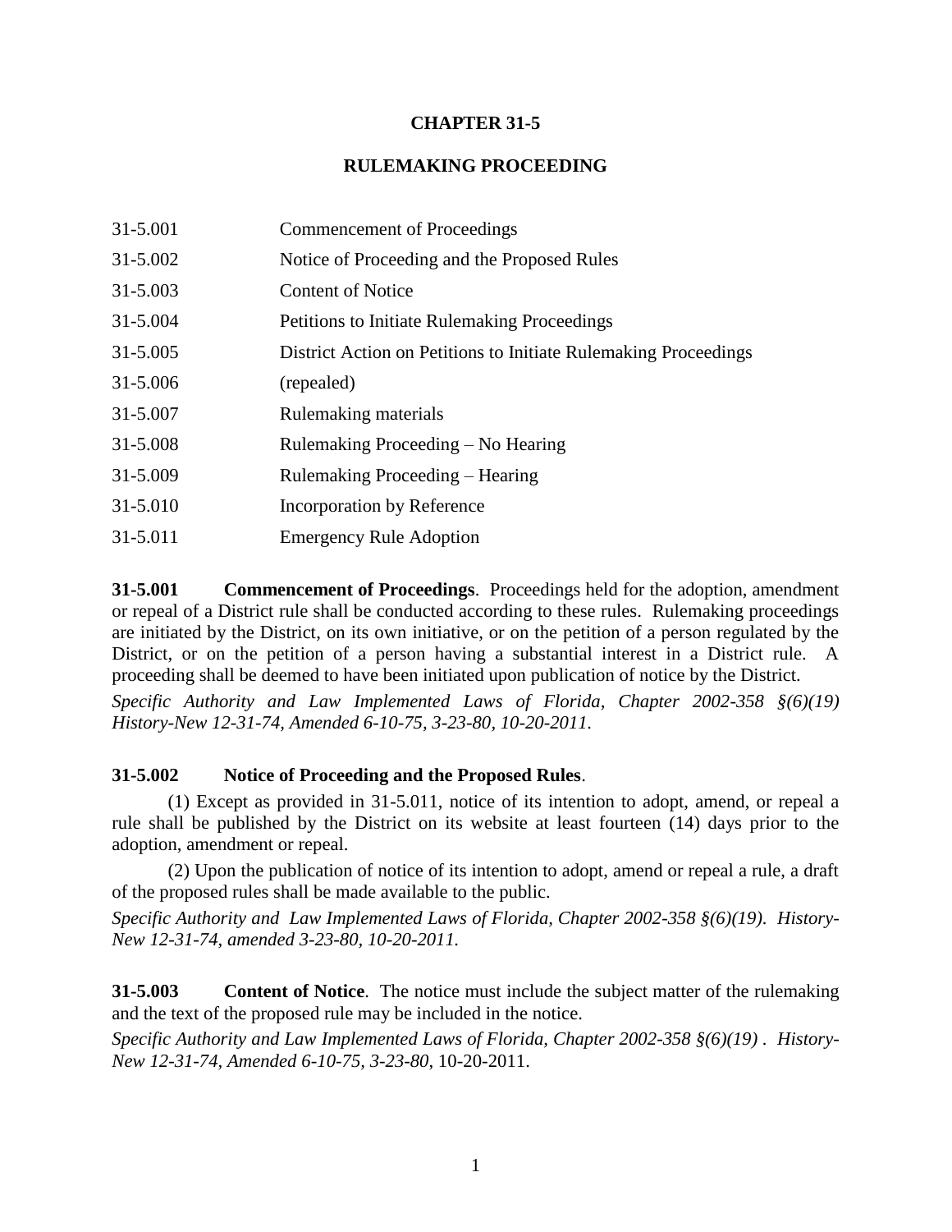## CHAPTER 31-5

## RULEMAKING PROCEEDING

| | |
|---|---|
| 31-5.001 | Commencement of Proceedings |
| 31-5.002 | Notice of Proceeding and the Proposed Rules |
| 31-5.003 | Content of Notice |
| 31-5.004 | Petitions to Initiate Rulemaking Proceedings |
| 31-5.005 | District Action on Petitions to Initiate Rulemaking Proceedings |
| 31-5.006 | (repealed) |
| 31-5.007 | Rulemaking materials |
| 31-5.008 | Rulemaking Proceeding – No Hearing |
| 31-5.009 | Rulemaking Proceeding – Hearing |
| 31-5.010 | Incorporation by Reference |
| 31-5.011 | Emergency Rule Adoption |

**31-5.001 Commencement of Proceedings**. Proceedings held for the adoption, amendment or repeal of a District rule shall be conducted according to these rules. Rulemaking proceedings are initiated by the District, on its own initiative, or on the petition of a person regulated by the District, or on the petition of a person having a substantial interest in a District rule. A proceeding shall be deemed to have been initiated upon publication of notice by the District.

*Specific Authority and Law Implemented Laws of Florida, Chapter 2002-358 §(6)(19) History-New 12-31-74, Amended 6-10-75, 3-23-80, 10-20-2011.*

**31-5.002 Notice of Proceeding and the Proposed Rules**.

(1) Except as provided in 31-5.011, notice of its intention to adopt, amend, or repeal a rule shall be published by the District on its website at least fourteen (14) days prior to the adoption, amendment or repeal.

(2) Upon the publication of notice of its intention to adopt, amend or repeal a rule, a draft of the proposed rules shall be made available to the public.

*Specific Authority and Law Implemented Laws of Florida, Chapter 2002-358 §(6)(19). History-New 12-31-74, amended 3-23-80, 10-20-2011.*

**31-5.003 Content of Notice**. The notice must include the subject matter of the rulemaking and the text of the proposed rule may be included in the notice.

*Specific Authority and Law Implemented Laws of Florida, Chapter 2002-358 §(6)(19) . History-New 12-31-74, Amended 6-10-75, 3-23-80,* 10-20-2011.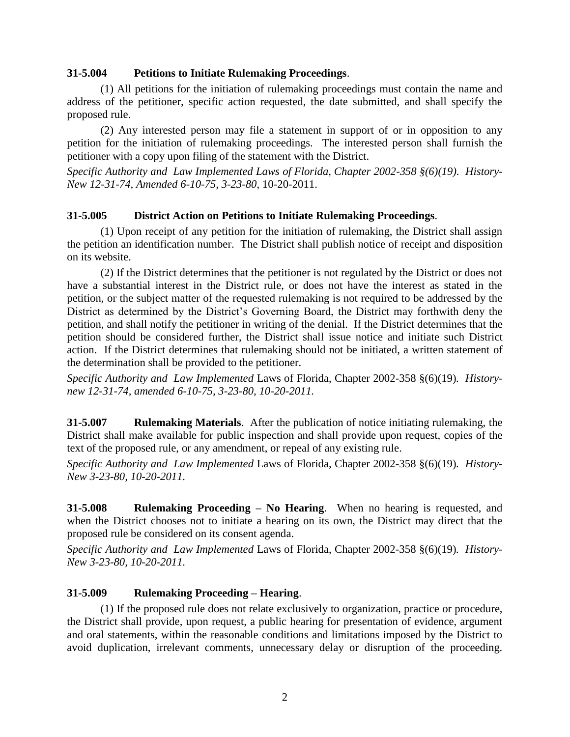**31-5.004 Petitions to Initiate Rulemaking Proceedings**.

(1) All petitions for the initiation of rulemaking proceedings must contain the name and address of the petitioner, specific action requested, the date submitted, and shall specify the proposed rule.

(2) Any interested person may file a statement in support of or in opposition to any petition for the initiation of rulemaking proceedings. The interested person shall furnish the petitioner with a copy upon filing of the statement with the District.

*Specific Authority and Law Implemented Laws of Florida, Chapter 2002-358 §(6)(19). History-New 12-31-74, Amended 6-10-75, 3-23-80*, 10-20-2011.

**31-5.005 District Action on Petitions to Initiate Rulemaking Proceedings**.

(1) Upon receipt of any petition for the initiation of rulemaking, the District shall assign the petition an identification number. The District shall publish notice of receipt and disposition on its website.

(2) If the District determines that the petitioner is not regulated by the District or does not have a substantial interest in the District rule, or does not have the interest as stated in the petition, or the subject matter of the requested rulemaking is not required to be addressed by the District as determined by the District's Governing Board, the District may forthwith deny the petition, and shall notify the petitioner in writing of the denial. If the District determines that the petition should be considered further, the District shall issue notice and initiate such District action. If the District determines that rulemaking should not be initiated, a written statement of the determination shall be provided to the petitioner.

*Specific Authority and Law Implemented* Laws of Florida, Chapter 2002-358 §(6)(19)*. History-new 12-31-74, amended 6-10-75, 3-23-80, 10-20-2011.*

**31-5.007 Rulemaking Materials**. After the publication of notice initiating rulemaking, the District shall make available for public inspection and shall provide upon request, copies of the text of the proposed rule, or any amendment, or repeal of any existing rule.

*Specific Authority and Law Implemented* Laws of Florida, Chapter 2002-358 §(6)(19)*. History-New 3-23-80, 10-20-2011.*

**31-5.008 Rulemaking Proceeding – No Hearing**. When no hearing is requested, and when the District chooses not to initiate a hearing on its own, the District may direct that the proposed rule be considered on its consent agenda.

*Specific Authority and Law Implemented* Laws of Florida, Chapter 2002-358 §(6)(19)*. History-New 3-23-80, 10-20-2011.*

**31-5.009 Rulemaking Proceeding – Hearing**.

(1) If the proposed rule does not relate exclusively to organization, practice or procedure, the District shall provide, upon request, a public hearing for presentation of evidence, argument and oral statements, within the reasonable conditions and limitations imposed by the District to avoid duplication, irrelevant comments, unnecessary delay or disruption of the proceeding.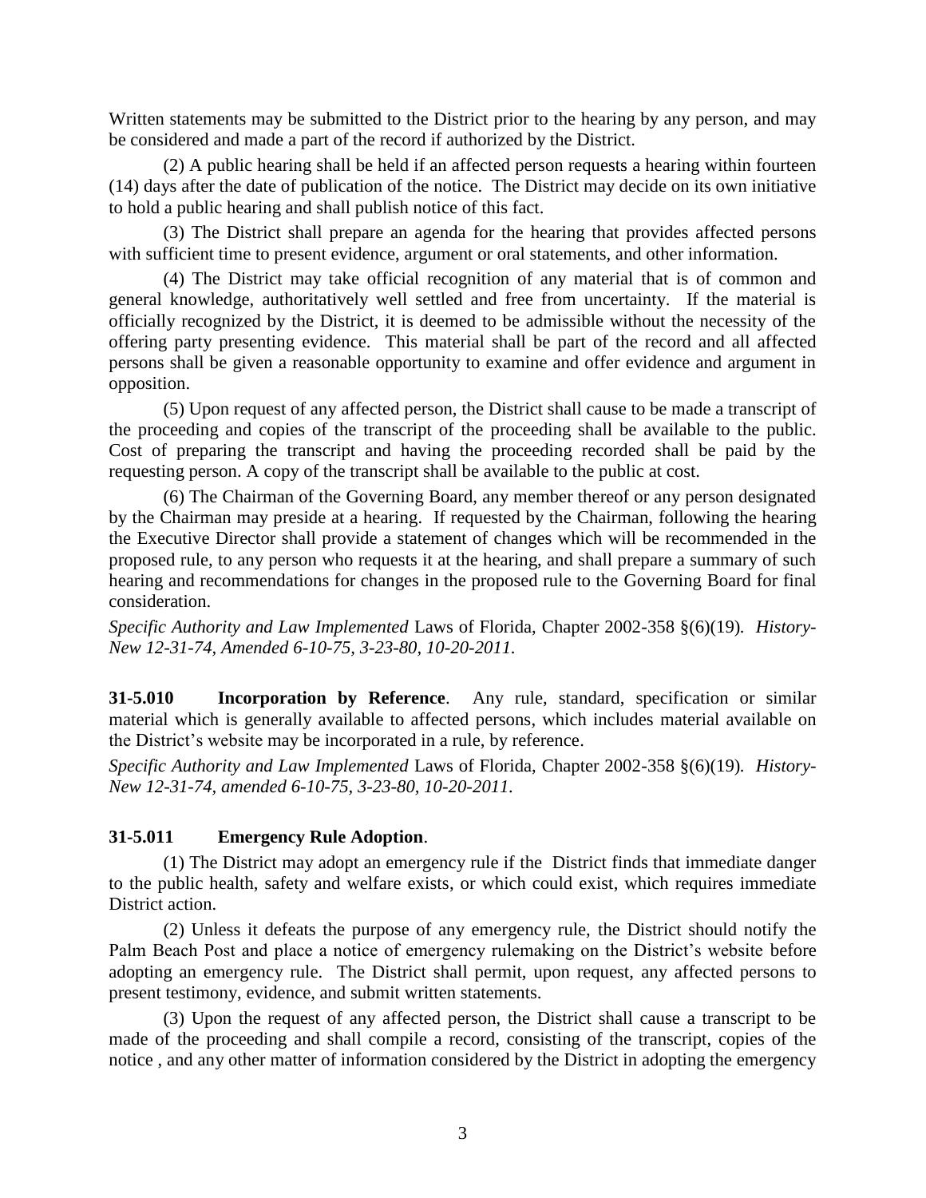Written statements may be submitted to the District prior to the hearing by any person, and may be considered and made a part of the record if authorized by the District.

(2) A public hearing shall be held if an affected person requests a hearing within fourteen (14) days after the date of publication of the notice. The District may decide on its own initiative to hold a public hearing and shall publish notice of this fact.

(3) The District shall prepare an agenda for the hearing that provides affected persons with sufficient time to present evidence, argument or oral statements, and other information.

(4) The District may take official recognition of any material that is of common and general knowledge, authoritatively well settled and free from uncertainty. If the material is officially recognized by the District, it is deemed to be admissible without the necessity of the offering party presenting evidence. This material shall be part of the record and all affected persons shall be given a reasonable opportunity to examine and offer evidence and argument in opposition.

(5) Upon request of any affected person, the District shall cause to be made a transcript of the proceeding and copies of the transcript of the proceeding shall be available to the public. Cost of preparing the transcript and having the proceeding recorded shall be paid by the requesting person. A copy of the transcript shall be available to the public at cost.

(6) The Chairman of the Governing Board, any member thereof or any person designated by the Chairman may preside at a hearing. If requested by the Chairman, following the hearing the Executive Director shall provide a statement of changes which will be recommended in the proposed rule, to any person who requests it at the hearing, and shall prepare a summary of such hearing and recommendations for changes in the proposed rule to the Governing Board for final consideration.

*Specific Authority and Law Implemented* Laws of Florida, Chapter 2002-358 §(6)(19). *History-New 12-31-74, Amended 6-10-75, 3-23-80, 10-20-2011.*

**31-5.010 Incorporation by Reference**. Any rule, standard, specification or similar material which is generally available to affected persons, which includes material available on the District's website may be incorporated in a rule, by reference.

*Specific Authority and Law Implemented* Laws of Florida, Chapter 2002-358 §(6)(19). *History-New 12-31-74, amended 6-10-75, 3-23-80, 10-20-2011.*

**31-5.011 Emergency Rule Adoption**.

(1) The District may adopt an emergency rule if the District finds that immediate danger to the public health, safety and welfare exists, or which could exist, which requires immediate District action.

(2) Unless it defeats the purpose of any emergency rule, the District should notify the Palm Beach Post and place a notice of emergency rulemaking on the District's website before adopting an emergency rule. The District shall permit, upon request, any affected persons to present testimony, evidence, and submit written statements.

(3) Upon the request of any affected person, the District shall cause a transcript to be made of the proceeding and shall compile a record, consisting of the transcript, copies of the notice , and any other matter of information considered by the District in adopting the emergency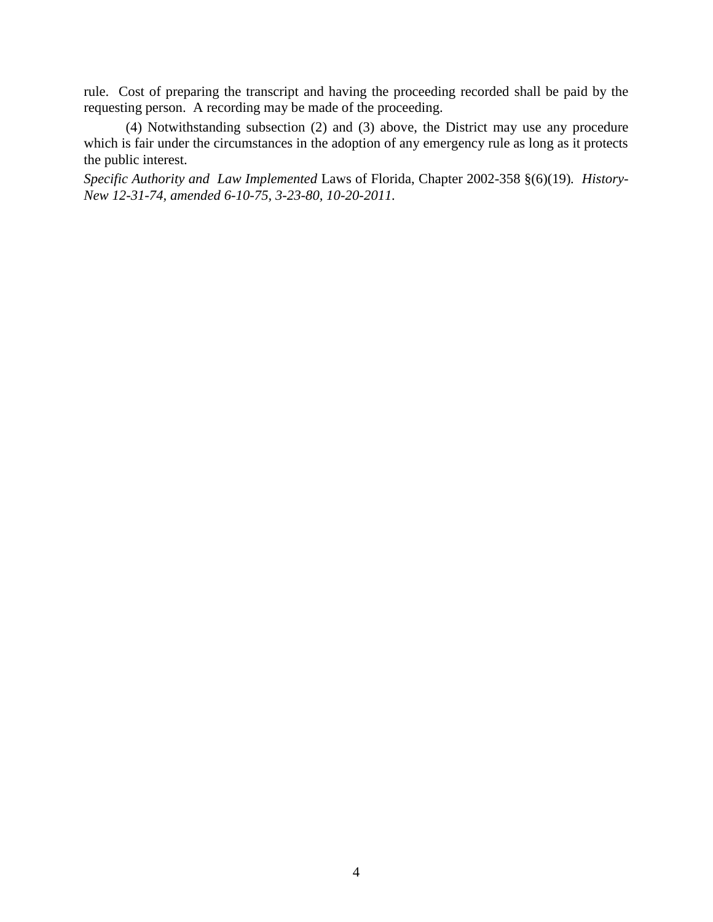rule. Cost of preparing the transcript and having the proceeding recorded shall be paid by the requesting person. A recording may be made of the proceeding.

(4) Notwithstanding subsection (2) and (3) above, the District may use any procedure which is fair under the circumstances in the adoption of any emergency rule as long as it protects the public interest.

*Specific Authority and Law Implemented* Laws of Florida, Chapter 2002-358 §(6)(19). *History-New 12-31-74, amended 6-10-75, 3-23-80, 10-20-2011.*